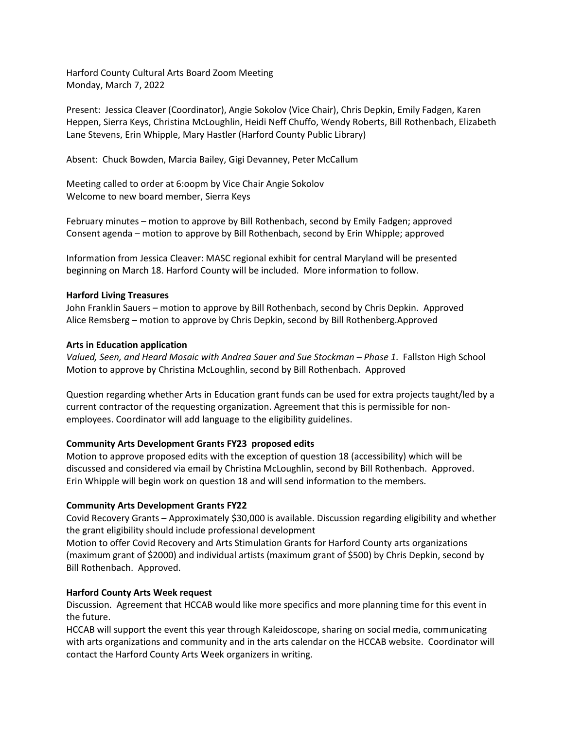Harford County Cultural Arts Board Zoom Meeting
Monday, March 7, 2022

Present: Jessica Cleaver (Coordinator), Angie Sokolov (Vice Chair), Chris Depkin, Emily Fadgen, Karen Heppen, Sierra Keys, Christina McLoughlin, Heidi Neff Chuffo, Wendy Roberts, Bill Rothenbach, Elizabeth Lane Stevens, Erin Whipple, Mary Hastler (Harford County Public Library)

Absent: Chuck Bowden, Marcia Bailey, Gigi Devanney, Peter McCallum

Meeting called to order at 6:oopm by Vice Chair Angie Sokolov
Welcome to new board member, Sierra Keys

February minutes – motion to approve by Bill Rothenbach, second by Emily Fadgen; approved
Consent agenda – motion to approve by Bill Rothenbach, second by Erin Whipple; approved

Information from Jessica Cleaver: MASC regional exhibit for central Maryland will be presented beginning on March 18. Harford County will be included. More information to follow.

**Harford Living Treasures**
John Franklin Sauers – motion to approve by Bill Rothenbach, second by Chris Depkin. Approved
Alice Remsberg – motion to approve by Chris Depkin, second by Bill Rothenberg.Approved

**Arts in Education application**
*Valued, Seen, and Heard Mosaic with Andrea Sauer and Sue Stockman – Phase 1*. Fallston High School
Motion to approve by Christina McLoughlin, second by Bill Rothenbach. Approved

Question regarding whether Arts in Education grant funds can be used for extra projects taught/led by a current contractor of the requesting organization. Agreement that this is permissible for non-employees. Coordinator will add language to the eligibility guidelines.

**Community Arts Development Grants FY23 proposed edits**
Motion to approve proposed edits with the exception of question 18 (accessibility) which will be discussed and considered via email by Christina McLoughlin, second by Bill Rothenbach. Approved.
Erin Whipple will begin work on question 18 and will send information to the members.

**Community Arts Development Grants FY22**
Covid Recovery Grants – Approximately $30,000 is available. Discussion regarding eligibility and whether the grant eligibility should include professional development
Motion to offer Covid Recovery and Arts Stimulation Grants for Harford County arts organizations (maximum grant of $2000) and individual artists (maximum grant of $500) by Chris Depkin, second by Bill Rothenbach. Approved.

**Harford County Arts Week request**
Discussion. Agreement that HCCAB would like more specifics and more planning time for this event in the future.
HCCAB will support the event this year through Kaleidoscope, sharing on social media, communicating with arts organizations and community and in the arts calendar on the HCCAB website. Coordinator will contact the Harford County Arts Week organizers in writing.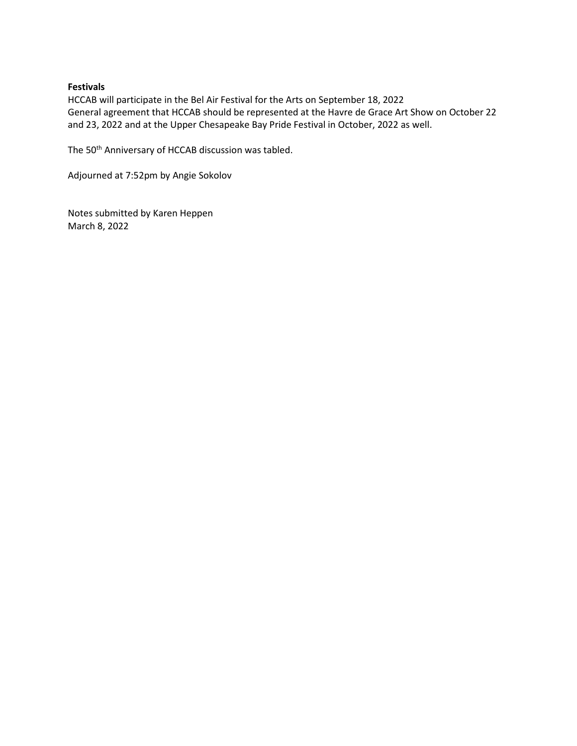**Festivals**

HCCAB will participate in the Bel Air Festival for the Arts on September 18, 2022
General agreement that HCCAB should be represented at the Havre de Grace Art Show on October 22 and 23, 2022 and at the Upper Chesapeake Bay Pride Festival in October, 2022 as well.

The 50th Anniversary of HCCAB discussion was tabled.

Adjourned at 7:52pm by Angie Sokolov

Notes submitted by Karen Heppen
March 8, 2022